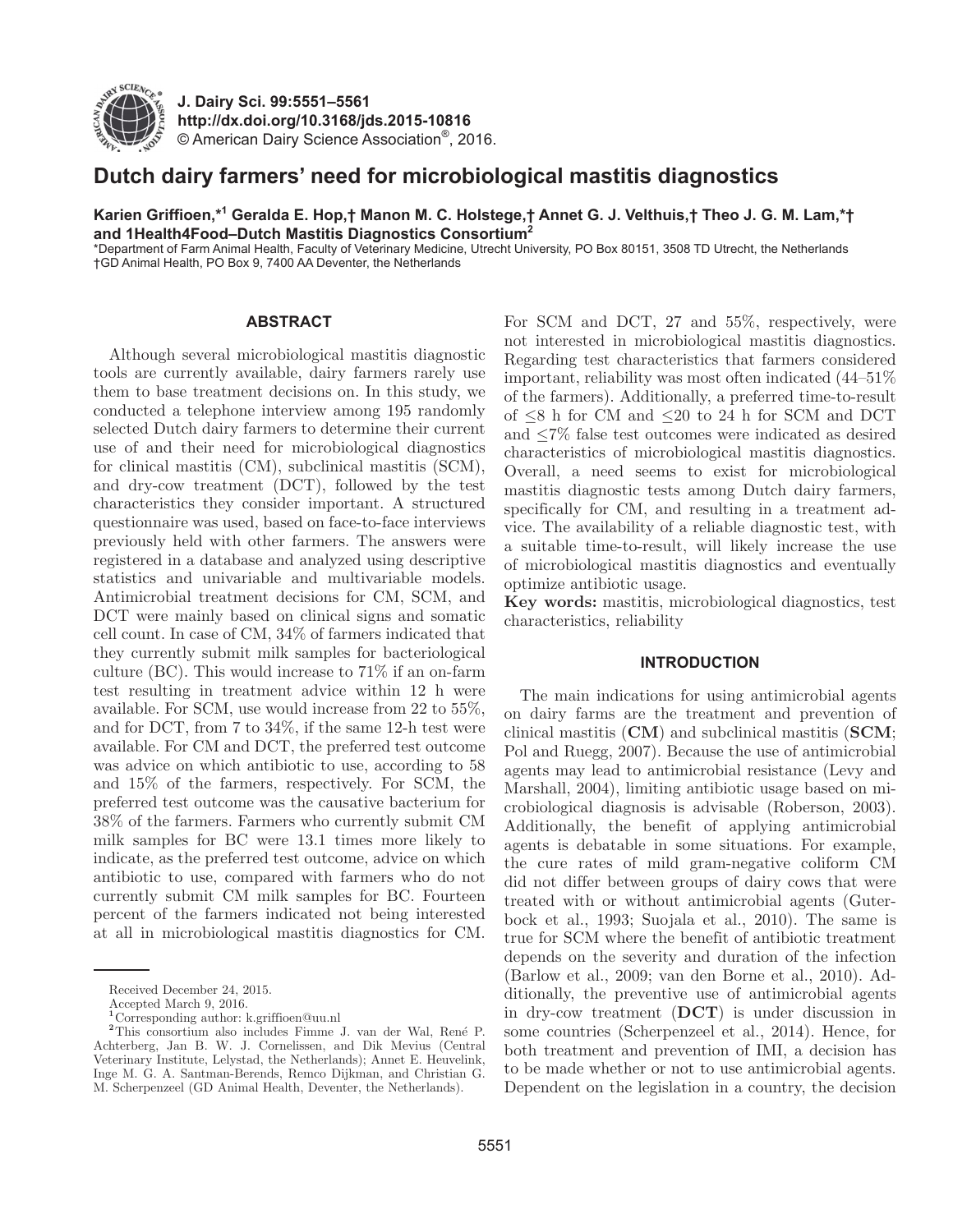J. Dairy Sci. 99:5551–5561
http://dx.doi.org/10.3168/jds.2015-10816
© American Dairy Science Association®, 2016.

# Dutch dairy farmers' need for microbiological mastitis diagnostics

**Karien Griffioen,*[1] Geralda E. Hop,† Manon M. C. Holstege,† Annet G. J. Velthuis,† Theo J. G. M. Lam,*† and 1Health4Food–Dutch Mastitis Diagnostics Consortium[2]**

*Department of Farm Animal Health, Faculty of Veterinary Medicine, Utrecht University, PO Box 80151, 3508 TD Utrecht, the Netherlands
†GD Animal Health, PO Box 9, 7400 AA Deventer, the Netherlands

## ABSTRACT

Although several microbiological mastitis diagnostic tools are currently available, dairy farmers rarely use them to base treatment decisions on. In this study, we conducted a telephone interview among 195 randomly selected Dutch dairy farmers to determine their current use of and their need for microbiological diagnostics for clinical mastitis (CM), subclinical mastitis (SCM), and dry-cow treatment (DCT), followed by the test characteristics they consider important. A structured questionnaire was used, based on face-to-face interviews previously held with other farmers. The answers were registered in a database and analyzed using descriptive statistics and univariable and multivariable models. Antimicrobial treatment decisions for CM, SCM, and DCT were mainly based on clinical signs and somatic cell count. In case of CM, 34% of farmers indicated that they currently submit milk samples for bacteriological culture (BC). This would increase to 71% if an on-farm test resulting in treatment advice within 12 h were available. For SCM, use would increase from 22 to 55%, and for DCT, from 7 to 34%, if the same 12-h test were available. For CM and DCT, the preferred test outcome was advice on which antibiotic to use, according to 58 and 15% of the farmers, respectively. For SCM, the preferred test outcome was the causative bacterium for 38% of the farmers. Farmers who currently submit CM milk samples for BC were 13.1 times more likely to indicate, as the preferred test outcome, advice on which antibiotic to use, compared with farmers who do not currently submit CM milk samples for BC. Fourteen percent of the farmers indicated not being interested at all in microbiological mastitis diagnostics for CM. For SCM and DCT, 27 and 55%, respectively, were not interested in microbiological mastitis diagnostics. Regarding test characteristics that farmers considered important, reliability was most often indicated (44–51% of the farmers). Additionally, a preferred time-to-result of ≤8 h for CM and ≤20 to 24 h for SCM and DCT and ≤7% false test outcomes were indicated as desired characteristics of microbiological mastitis diagnostics. Overall, a need seems to exist for microbiological mastitis diagnostic tests among Dutch dairy farmers, specifically for CM, and resulting in a treatment advice. The availability of a reliable diagnostic test, with a suitable time-to-result, will likely increase the use of microbiological mastitis diagnostics and eventually optimize antibiotic usage.

**Key words:** mastitis, microbiological diagnostics, test characteristics, reliability

## INTRODUCTION

The main indications for using antimicrobial agents on dairy farms are the treatment and prevention of clinical mastitis (**CM**) and subclinical mastitis (**SCM**; Pol and Ruegg, 2007). Because the use of antimicrobial agents may lead to antimicrobial resistance (Levy and Marshall, 2004), limiting antibiotic usage based on microbiological diagnosis is advisable (Roberson, 2003). Additionally, the benefit of applying antimicrobial agents is debatable in some situations. For example, the cure rates of mild gram-negative coliform CM did not differ between groups of dairy cows that were treated with or without antimicrobial agents (Guterbock et al., 1993; Suojala et al., 2010). The same is true for SCM where the benefit of antibiotic treatment depends on the severity and duration of the infection (Barlow et al., 2009; van den Borne et al., 2010). Additionally, the preventive use of antimicrobial agents in dry-cow treatment (**DCT**) is under discussion in some countries (Scherpenzeel et al., 2014). Hence, for both treatment and prevention of IMI, a decision has to be made whether or not to use antimicrobial agents. Dependent on the legislation in a country, the decision

---

Received December 24, 2015.
Accepted March 9, 2016.
[1] Corresponding author: k.griffioen@uu.nl
[2] This consortium also includes Fimme J. van der Wal, René P. Achterberg, Jan B. W. J. Cornelissen, and Dik Mevius (Central Veterinary Institute, Lelystad, the Netherlands); Annet E. Heuvelink, Inge M. G. A. Santman-Berends, Remco Dijkman, and Christian G. M. Scherpenzeel (GD Animal Health, Deventer, the Netherlands).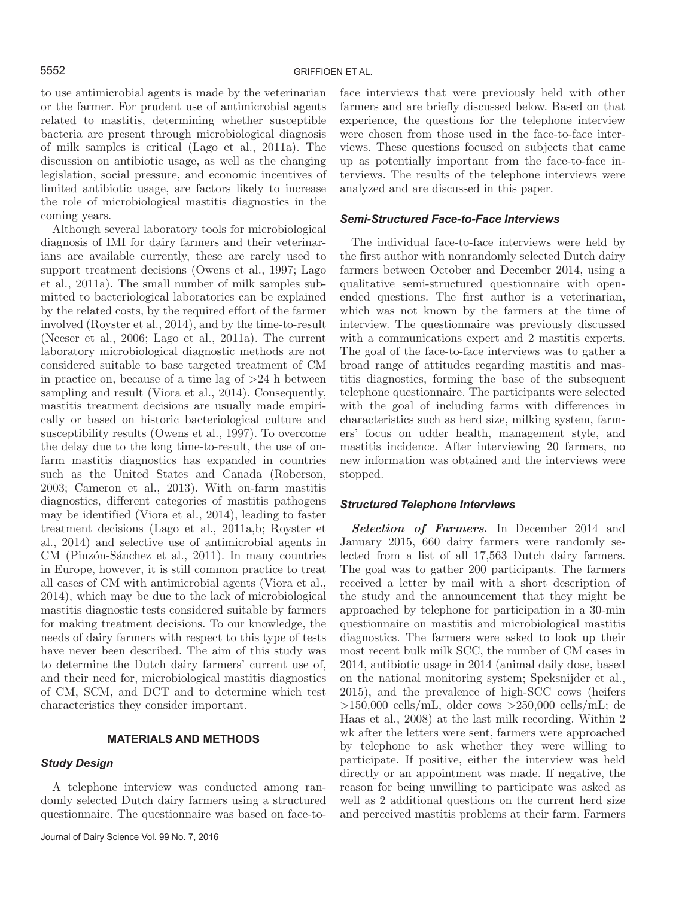to use antimicrobial agents is made by the veterinarian or the farmer. For prudent use of antimicrobial agents related to mastitis, determining whether susceptible bacteria are present through microbiological diagnosis of milk samples is critical (Lago et al., 2011a). The discussion on antibiotic usage, as well as the changing legislation, social pressure, and economic incentives of limited antibiotic usage, are factors likely to increase the role of microbiological mastitis diagnostics in the coming years.

Although several laboratory tools for microbiological diagnosis of IMI for dairy farmers and their veterinarians are available currently, these are rarely used to support treatment decisions (Owens et al., 1997; Lago et al., 2011a). The small number of milk samples submitted to bacteriological laboratories can be explained by the related costs, by the required effort of the farmer involved (Royster et al., 2014), and by the time-to-result (Neeser et al., 2006; Lago et al., 2011a). The current laboratory microbiological diagnostic methods are not considered suitable to base targeted treatment of CM in practice on, because of a time lag of >24 h between sampling and result (Viora et al., 2014). Consequently, mastitis treatment decisions are usually made empirically or based on historic bacteriological culture and susceptibility results (Owens et al., 1997). To overcome the delay due to the long time-to-result, the use of on-farm mastitis diagnostics has expanded in countries such as the United States and Canada (Roberson, 2003; Cameron et al., 2013). With on-farm mastitis diagnostics, different categories of mastitis pathogens may be identified (Viora et al., 2014), leading to faster treatment decisions (Lago et al., 2011a,b; Royster et al., 2014) and selective use of antimicrobial agents in CM (Pinzón-Sánchez et al., 2011). In many countries in Europe, however, it is still common practice to treat all cases of CM with antimicrobial agents (Viora et al., 2014), which may be due to the lack of microbiological mastitis diagnostic tests considered suitable by farmers for making treatment decisions. To our knowledge, the needs of dairy farmers with respect to this type of tests have never been described. The aim of this study was to determine the Dutch dairy farmers' current use of, and their need for, microbiological mastitis diagnostics of CM, SCM, and DCT and to determine which test characteristics they consider important.

## MATERIALS AND METHODS

### Study Design

A telephone interview was conducted among randomly selected Dutch dairy farmers using a structured questionnaire. The questionnaire was based on face-to-face interviews that were previously held with other farmers and are briefly discussed below. Based on that experience, the questions for the telephone interview were chosen from those used in the face-to-face interviews. These questions focused on subjects that came up as potentially important from the face-to-face interviews. The results of the telephone interviews were analyzed and are discussed in this paper.

### Semi-Structured Face-to-Face Interviews

The individual face-to-face interviews were held by the first author with nonrandomly selected Dutch dairy farmers between October and December 2014, using a qualitative semi-structured questionnaire with open-ended questions. The first author is a veterinarian, which was not known by the farmers at the time of interview. The questionnaire was previously discussed with a communications expert and 2 mastitis experts. The goal of the face-to-face interviews was to gather a broad range of attitudes regarding mastitis and mastitis diagnostics, forming the base of the subsequent telephone questionnaire. The participants were selected with the goal of including farms with differences in characteristics such as herd size, milking system, farmers' focus on udder health, management style, and mastitis incidence. After interviewing 20 farmers, no new information was obtained and the interviews were stopped.

### Structured Telephone Interviews

***Selection of Farmers.*** In December 2014 and January 2015, 660 dairy farmers were randomly selected from a list of all 17,563 Dutch dairy farmers. The goal was to gather 200 participants. The farmers received a letter by mail with a short description of the study and the announcement that they might be approached by telephone for participation in a 30-min questionnaire on mastitis and microbiological mastitis diagnostics. The farmers were asked to look up their most recent bulk milk SCC, the number of CM cases in 2014, antibiotic usage in 2014 (animal daily dose, based on the national monitoring system; Speksnijder et al., 2015), and the prevalence of high-SCC cows (heifers >150,000 cells/mL, older cows >250,000 cells/mL; de Haas et al., 2008) at the last milk recording. Within 2 wk after the letters were sent, farmers were approached by telephone to ask whether they were willing to participate. If positive, either the interview was held directly or an appointment was made. If negative, the reason for being unwilling to participate was asked as well as 2 additional questions on the current herd size and perceived mastitis problems at their farm. Farmers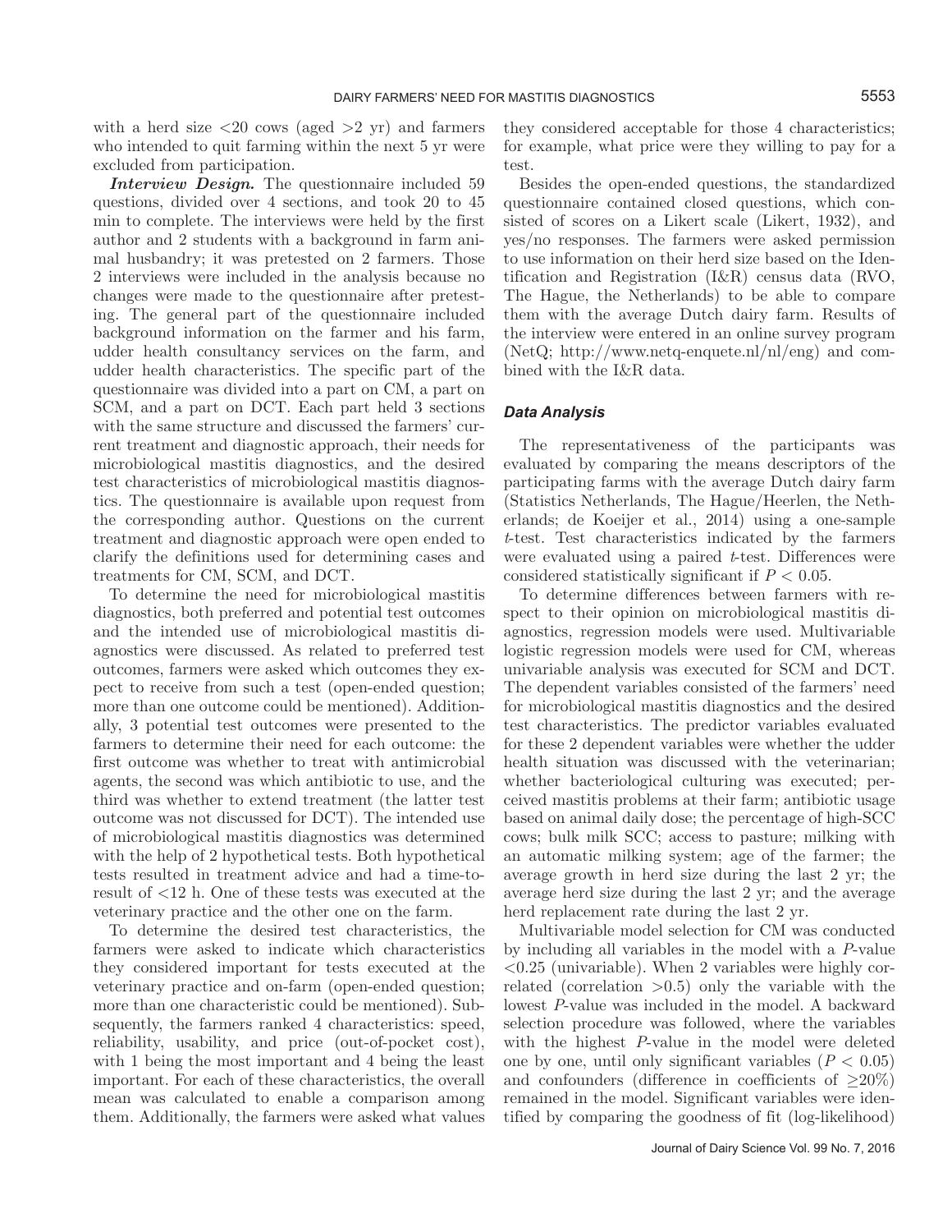with a herd size <20 cows (aged >2 yr) and farmers who intended to quit farming within the next 5 yr were excluded from participation.

***Interview Design.*** The questionnaire included 59 questions, divided over 4 sections, and took 20 to 45 min to complete. The interviews were held by the first author and 2 students with a background in farm animal husbandry; it was pretested on 2 farmers. Those 2 interviews were included in the analysis because no changes were made to the questionnaire after pretesting. The general part of the questionnaire included background information on the farmer and his farm, udder health consultancy services on the farm, and udder health characteristics. The specific part of the questionnaire was divided into a part on CM, a part on SCM, and a part on DCT. Each part held 3 sections with the same structure and discussed the farmers' current treatment and diagnostic approach, their needs for microbiological mastitis diagnostics, and the desired test characteristics of microbiological mastitis diagnostics. The questionnaire is available upon request from the corresponding author. Questions on the current treatment and diagnostic approach were open ended to clarify the definitions used for determining cases and treatments for CM, SCM, and DCT.

To determine the need for microbiological mastitis diagnostics, both preferred and potential test outcomes and the intended use of microbiological mastitis diagnostics were discussed. As related to preferred test outcomes, farmers were asked which outcomes they expect to receive from such a test (open-ended question; more than one outcome could be mentioned). Additionally, 3 potential test outcomes were presented to the farmers to determine their need for each outcome: the first outcome was whether to treat with antimicrobial agents, the second was which antibiotic to use, and the third was whether to extend treatment (the latter test outcome was not discussed for DCT). The intended use of microbiological mastitis diagnostics was determined with the help of 2 hypothetical tests. Both hypothetical tests resulted in treatment advice and had a time-to-result of <12 h. One of these tests was executed at the veterinary practice and the other one on the farm.

To determine the desired test characteristics, the farmers were asked to indicate which characteristics they considered important for tests executed at the veterinary practice and on-farm (open-ended question; more than one characteristic could be mentioned). Subsequently, the farmers ranked 4 characteristics: speed, reliability, usability, and price (out-of-pocket cost), with 1 being the most important and 4 being the least important. For each of these characteristics, the overall mean was calculated to enable a comparison among them. Additionally, the farmers were asked what values they considered acceptable for those 4 characteristics; for example, what price were they willing to pay for a test.

Besides the open-ended questions, the standardized questionnaire contained closed questions, which consisted of scores on a Likert scale (Likert, 1932), and yes/no responses. The farmers were asked permission to use information on their herd size based on the Identification and Registration (I&R) census data (RVO, The Hague, the Netherlands) to be able to compare them with the average Dutch dairy farm. Results of the interview were entered in an online survey program (NetQ; http://www.netq-enquete.nl/nl/eng) and combined with the I&R data.

### Data Analysis

The representativeness of the participants was evaluated by comparing the means descriptors of the participating farms with the average Dutch dairy farm (Statistics Netherlands, The Hague/Heerlen, the Netherlands; de Koeijer et al., 2014) using a one-sample *t*-test. Test characteristics indicated by the farmers were evaluated using a paired *t*-test. Differences were considered statistically significant if $P < 0.05$.

To determine differences between farmers with respect to their opinion on microbiological mastitis diagnostics, regression models were used. Multivariable logistic regression models were used for CM, whereas univariable analysis was executed for SCM and DCT. The dependent variables consisted of the farmers' need for microbiological mastitis diagnostics and the desired test characteristics. The predictor variables evaluated for these 2 dependent variables were whether the udder health situation was discussed with the veterinarian; whether bacteriological culturing was executed; perceived mastitis problems at their farm; antibiotic usage based on animal daily dose; the percentage of high-SCC cows; bulk milk SCC; access to pasture; milking with an automatic milking system; age of the farmer; the average growth in herd size during the last 2 yr; the average herd size during the last 2 yr; and the average herd replacement rate during the last 2 yr.

Multivariable model selection for CM was conducted by including all variables in the model with a *P*-value <0.25 (univariable). When 2 variables were highly correlated (correlation >0.5) only the variable with the lowest *P*-value was included in the model. A backward selection procedure was followed, where the variables with the highest *P*-value in the model were deleted one by one, until only significant variables ($P < 0.05$) and confounders (difference in coefficients of ≥20%) remained in the model. Significant variables were identified by comparing the goodness of fit (log-likelihood)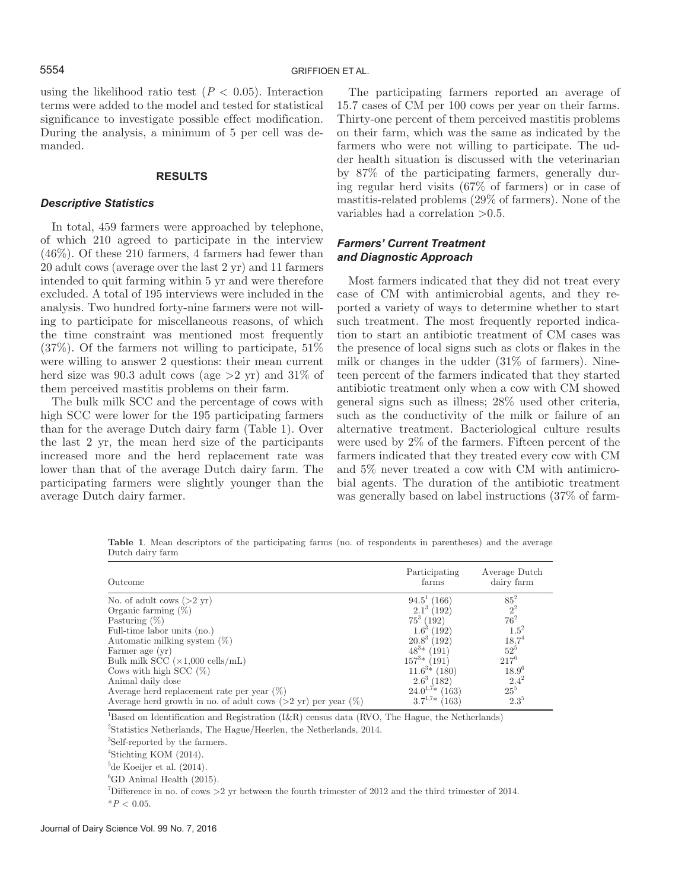using the likelihood ratio test ($P < 0.05$). Interaction terms were added to the model and tested for statistical significance to investigate possible effect modification. During the analysis, a minimum of 5 per cell was demanded.

## RESULTS

### *Descriptive Statistics*

In total, 459 farmers were approached by telephone, of which 210 agreed to participate in the interview (46%). Of these 210 farmers, 4 farmers had fewer than 20 adult cows (average over the last 2 yr) and 11 farmers intended to quit farming within 5 yr and were therefore excluded. A total of 195 interviews were included in the analysis. Two hundred forty-nine farmers were not willing to participate for miscellaneous reasons, of which the time constraint was mentioned most frequently (37%). Of the farmers not willing to participate, 51% were willing to answer 2 questions: their mean current herd size was 90.3 adult cows (age >2 yr) and 31% of them perceived mastitis problems on their farm.

The bulk milk SCC and the percentage of cows with high SCC were lower for the 195 participating farmers than for the average Dutch dairy farm (Table 1). Over the last 2 yr, the mean herd size of the participants increased more and the herd replacement rate was lower than that of the average Dutch dairy farm. The participating farmers were slightly younger than the average Dutch dairy farmer.

The participating farmers reported an average of 15.7 cases of CM per 100 cows per year on their farms. Thirty-one percent of them perceived mastitis problems on their farm, which was the same as indicated by the farmers who were not willing to participate. The udder health situation is discussed with the veterinarian by 87% of the participating farmers, generally during regular herd visits (67% of farmers) or in case of mastitis-related problems (29% of farmers). None of the variables had a correlation >0.5.

### *Farmers' Current Treatment and Diagnostic Approach*

Most farmers indicated that they did not treat every case of CM with antimicrobial agents, and they reported a variety of ways to determine whether to start such treatment. The most frequently reported indication to start an antibiotic treatment of CM cases was the presence of local signs such as clots or flakes in the milk or changes in the udder (31% of farmers). Nineteen percent of the farmers indicated that they started antibiotic treatment only when a cow with CM showed general signs such as illness; 28% used other criteria, such as the conductivity of the milk or failure of an alternative treatment. Bacteriological culture results were used by 2% of the farmers. Fifteen percent of the farmers indicated that they treated every cow with CM and 5% never treated a cow with CM with antimicrobial agents. The duration of the antibiotic treatment was generally based on label instructions (37% of farm-

**Table 1**. Mean descriptors of the participating farms (no. of respondents in parentheses) and the average Dutch dairy farm

| Outcome | Participating farms | Average Dutch dairy farm |
|---|---|---|
| No. of adult cows (>2 yr) | 94.5[1] (166) | 85[2] |
| Organic farming (%) | 2.1[3] (192) | 2[2] |
| Pasturing (%) | 75[3] (192) | 76[2] |
| Full-time labor units (no.) | 1.6[3] (192) | 1.5[2] |
| Automatic milking system (%) | 20.8[3] (192) | 18.7[4] |
| Farmer age (yr) | 48[3]* (191) | 52[5] |
| Bulk milk SCC (×1,000 cells/mL) | 157[3]* (191) | 217[6] |
| Cows with high SCC (%) | 11.6[3]* (180) | 18.9[6] |
| Animal daily dose | 2.6[3] (182) | 2.4[2] |
| Average herd replacement rate per year (%) | 24.0[1,7]* (163) | 25[5] |
| Average herd growth in no. of adult cows (>2 yr) per year (%) | 3.7[1,7]* (163) | 2.3[5] |

[1]Based on Identification and Registration (I&R) census data (RVO, The Hague, the Netherlands)

[2]Statistics Netherlands, The Hague/Heerlen, the Netherlands, 2014.

[3]Self-reported by the farmers.

[4]Stichting KOM (2014).

[5]de Koeijer et al. (2014).

[6]GD Animal Health (2015).

[7]Difference in no. of cows >2 yr between the fourth trimester of 2012 and the third trimester of 2014.

*$P < 0.05$.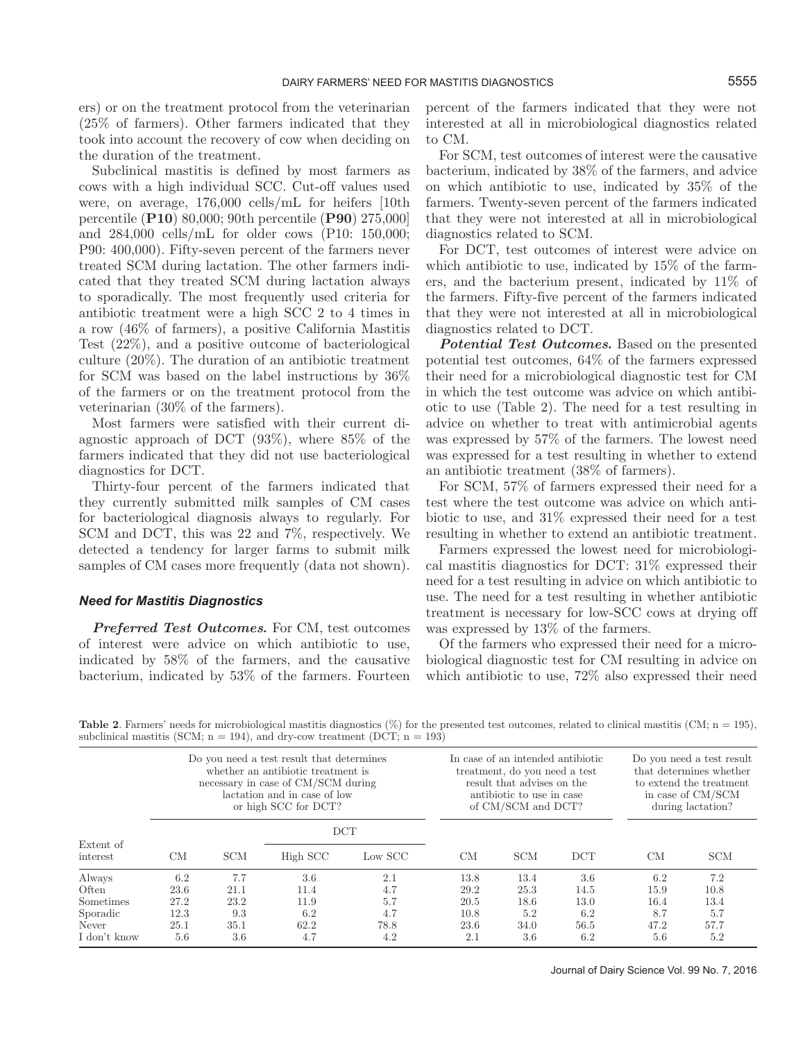ers) or on the treatment protocol from the veterinarian (25% of farmers). Other farmers indicated that they took into account the recovery of cow when deciding on the duration of the treatment.

Subclinical mastitis is defined by most farmers as cows with a high individual SCC. Cut-off values used were, on average, 176,000 cells/mL for heifers [10th percentile (**P10**) 80,000; 90th percentile (**P90**) 275,000] and 284,000 cells/mL for older cows (P10: 150,000; P90: 400,000). Fifty-seven percent of the farmers never treated SCM during lactation. The other farmers indicated that they treated SCM during lactation always to sporadically. The most frequently used criteria for antibiotic treatment were a high SCC 2 to 4 times in a row (46% of farmers), a positive California Mastitis Test (22%), and a positive outcome of bacteriological culture (20%). The duration of an antibiotic treatment for SCM was based on the label instructions by 36% of the farmers or on the treatment protocol from the veterinarian (30% of the farmers).

Most farmers were satisfied with their current diagnostic approach of DCT (93%), where 85% of the farmers indicated that they did not use bacteriological diagnostics for DCT.

Thirty-four percent of the farmers indicated that they currently submitted milk samples of CM cases for bacteriological diagnosis always to regularly. For SCM and DCT, this was 22 and 7%, respectively. We detected a tendency for larger farms to submit milk samples of CM cases more frequently (data not shown).

### Need for Mastitis Diagnostics

***Preferred Test Outcomes.*** For CM, test outcomes of interest were advice on which antibiotic to use, indicated by 58% of the farmers, and the causative bacterium, indicated by 53% of the farmers. Fourteen percent of the farmers indicated that they were not interested at all in microbiological diagnostics related to CM.

For SCM, test outcomes of interest were the causative bacterium, indicated by 38% of the farmers, and advice on which antibiotic to use, indicated by 35% of the farmers. Twenty-seven percent of the farmers indicated that they were not interested at all in microbiological diagnostics related to SCM.

For DCT, test outcomes of interest were advice on which antibiotic to use, indicated by 15% of the farmers, and the bacterium present, indicated by 11% of the farmers. Fifty-five percent of the farmers indicated that they were not interested at all in microbiological diagnostics related to DCT.

***Potential Test Outcomes.*** Based on the presented potential test outcomes, 64% of the farmers expressed their need for a microbiological diagnostic test for CM in which the test outcome was advice on which antibiotic to use (Table 2). The need for a test resulting in advice on whether to treat with antimicrobial agents was expressed by 57% of the farmers. The lowest need was expressed for a test resulting in whether to extend an antibiotic treatment (38% of farmers).

For SCM, 57% of farmers expressed their need for a test where the test outcome was advice on which antibiotic to use, and 31% expressed their need for a test resulting in whether to extend an antibiotic treatment.

Farmers expressed the lowest need for microbiological mastitis diagnostics for DCT: 31% expressed their need for a test resulting in advice on which antibiotic to use. The need for a test resulting in whether antibiotic treatment is necessary for low-SCC cows at drying off was expressed by 13% of the farmers.

Of the farmers who expressed their need for a microbiological diagnostic test for CM resulting in advice on which antibiotic to use, 72% also expressed their need

**Table 2.** Farmers' needs for microbiological mastitis diagnostics (%) for the presented test outcomes, related to clinical mastitis (CM; n = 195), subclinical mastitis (SCM; n = 194), and dry-cow treatment (DCT; n = 193)

| Extent of interest | Do you need a test result that determines whether an antibiotic treatment is necessary in case of CM/SCM during lactation and in case of low or high SCC for DCT? | | | | In case of an intended antibiotic treatment, do you need a test result that advises on the antibiotic to use in case of CM/SCM and DCT? | | | Do you need a test result that determines whether to extend the treatment in case of CM/SCM during lactation? | |
|---|---|---|---|---|---|---|---|---|---|
| | | | DCT | | | | | | |
| | CM | SCM | High SCC | Low SCC | CM | SCM | DCT | CM | SCM |
| Always | 6.2 | 7.7 | 3.6 | 2.1 | 13.8 | 13.4 | 3.6 | 6.2 | 7.2 |
| Often | 23.6 | 21.1 | 11.4 | 4.7 | 29.2 | 25.3 | 14.5 | 15.9 | 10.8 |
| Sometimes | 27.2 | 23.2 | 11.9 | 5.7 | 20.5 | 18.6 | 13.0 | 16.4 | 13.4 |
| Sporadic | 12.3 | 9.3 | 6.2 | 4.7 | 10.8 | 5.2 | 6.2 | 8.7 | 5.7 |
| Never | 25.1 | 35.1 | 62.2 | 78.8 | 23.6 | 34.0 | 56.5 | 47.2 | 57.7 |
| I don't know | 5.6 | 3.6 | 4.7 | 4.2 | 2.1 | 3.6 | 6.2 | 5.6 | 5.2 |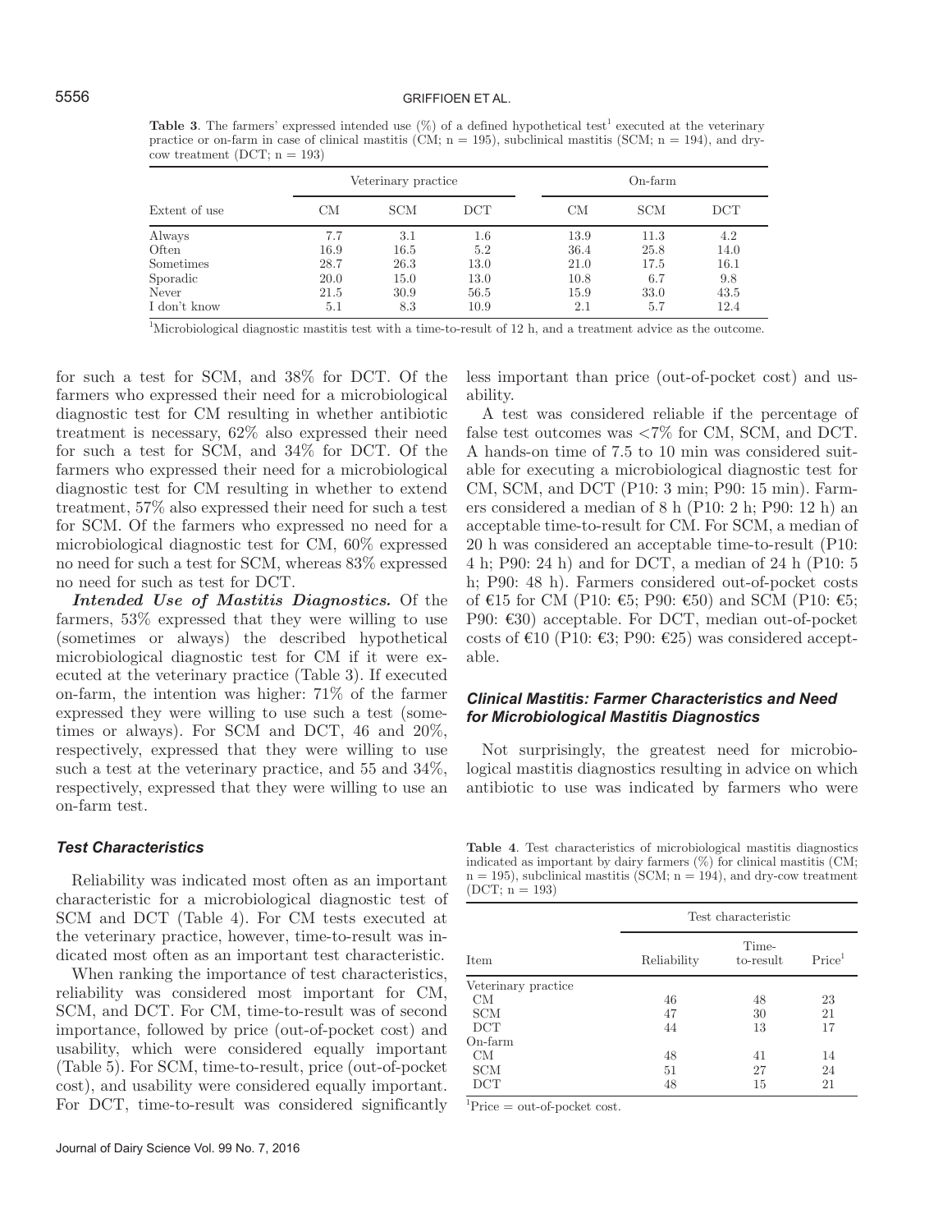**Table 3**. The farmers' expressed intended use (%) of a defined hypothetical test[1] executed at the veterinary practice or on-farm in case of clinical mastitis (CM; n = 195), subclinical mastitis (SCM; n = 194), and dry-cow treatment (DCT; n = 193)

| Extent of use | Veterinary practice | | | On-farm | | |
|---|---|---|---|---|---|---|
| | CM | SCM | DCT | CM | SCM | DCT |
| Always | 7.7 | 3.1 | 1.6 | 13.9 | 11.3 | 4.2 |
| Often | 16.9 | 16.5 | 5.2 | 36.4 | 25.8 | 14.0 |
| Sometimes | 28.7 | 26.3 | 13.0 | 21.0 | 17.5 | 16.1 |
| Sporadic | 20.0 | 15.0 | 13.0 | 10.8 | 6.7 | 9.8 |
| Never | 21.5 | 30.9 | 56.5 | 15.9 | 33.0 | 43.5 |
| I don't know | 5.1 | 8.3 | 10.9 | 2.1 | 5.7 | 12.4 |

[1]Microbiological diagnostic mastitis test with a time-to-result of 12 h, and a treatment advice as the outcome.

for such a test for SCM, and 38% for DCT. Of the farmers who expressed their need for a microbiological diagnostic test for CM resulting in whether antibiotic treatment is necessary, 62% also expressed their need for such a test for SCM, and 34% for DCT. Of the farmers who expressed their need for a microbiological diagnostic test for CM resulting in whether to extend treatment, 57% also expressed their need for such a test for SCM. Of the farmers who expressed no need for a microbiological diagnostic test for CM, 60% expressed no need for such a test for SCM, whereas 83% expressed no need for such as test for DCT.

***Intended Use of Mastitis Diagnostics.*** Of the farmers, 53% expressed that they were willing to use (sometimes or always) the described hypothetical microbiological diagnostic test for CM if it were executed at the veterinary practice (Table 3). If executed on-farm, the intention was higher: 71% of the farmer expressed they were willing to use such a test (sometimes or always). For SCM and DCT, 46 and 20%, respectively, expressed that they were willing to use such a test at the veterinary practice, and 55 and 34%, respectively, expressed that they were willing to use an on-farm test.

### Test Characteristics

Reliability was indicated most often as an important characteristic for a microbiological diagnostic test of SCM and DCT (Table 4). For CM tests executed at the veterinary practice, however, time-to-result was indicated most often as an important test characteristic.

When ranking the importance of test characteristics, reliability was considered most important for CM, SCM, and DCT. For CM, time-to-result was of second importance, followed by price (out-of-pocket cost) and usability, which were considered equally important (Table 5). For SCM, time-to-result, price (out-of-pocket cost), and usability were considered equally important. For DCT, time-to-result was considered significantly less important than price (out-of-pocket cost) and usability.

A test was considered reliable if the percentage of false test outcomes was <7% for CM, SCM, and DCT. A hands-on time of 7.5 to 10 min was considered suitable for executing a microbiological diagnostic test for CM, SCM, and DCT (P10: 3 min; P90: 15 min). Farmers considered a median of 8 h (P10: 2 h; P90: 12 h) an acceptable time-to-result for CM. For SCM, a median of 20 h was considered an acceptable time-to-result (P10: 4 h; P90: 24 h) and for DCT, a median of 24 h (P10: 5 h; P90: 48 h). Farmers considered out-of-pocket costs of €15 for CM (P10: €5; P90: €50) and SCM (P10: €5; P90: €30) acceptable. For DCT, median out-of-pocket costs of €10 (P10: €3; P90: €25) was considered acceptable.

### Clinical Mastitis: Farmer Characteristics and Need for Microbiological Mastitis Diagnostics

Not surprisingly, the greatest need for microbiological mastitis diagnostics resulting in advice on which antibiotic to use was indicated by farmers who were

**Table 4**. Test characteristics of microbiological mastitis diagnostics indicated as important by dairy farmers (%) for clinical mastitis (CM; n = 195), subclinical mastitis (SCM; n = 194), and dry-cow treatment (DCT; n = 193)

| Item | Test characteristic | | |
|---|---|---|---|
| | Reliability | Time-to-result | Price[1] |
| Veterinary practice | | | |
| CM | 46 | 48 | 23 |
| SCM | 47 | 30 | 21 |
| DCT | 44 | 13 | 17 |
| On-farm | | | |
| CM | 48 | 41 | 14 |
| SCM | 51 | 27 | 24 |
| DCT | 48 | 15 | 21 |

[1]Price = out-of-pocket cost.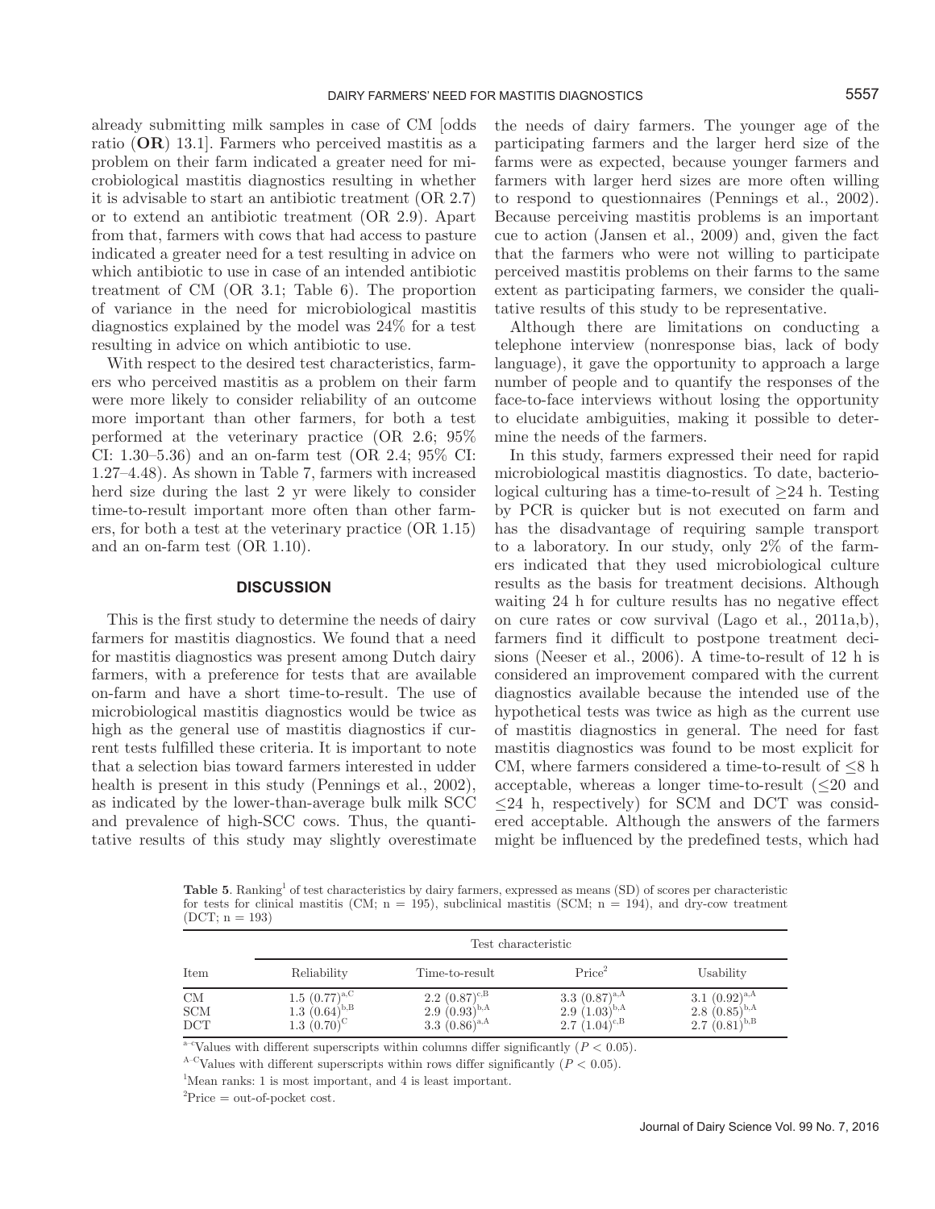already submitting milk samples in case of CM [odds ratio (**OR**) 13.1]. Farmers who perceived mastitis as a problem on their farm indicated a greater need for microbiological mastitis diagnostics resulting in whether it is advisable to start an antibiotic treatment (OR 2.7) or to extend an antibiotic treatment (OR 2.9). Apart from that, farmers with cows that had access to pasture indicated a greater need for a test resulting in advice on which antibiotic to use in case of an intended antibiotic treatment of CM (OR 3.1; Table 6). The proportion of variance in the need for microbiological mastitis diagnostics explained by the model was 24% for a test resulting in advice on which antibiotic to use.

With respect to the desired test characteristics, farmers who perceived mastitis as a problem on their farm were more likely to consider reliability of an outcome more important than other farmers, for both a test performed at the veterinary practice (OR 2.6; 95% CI: 1.30–5.36) and an on-farm test (OR 2.4; 95% CI: 1.27–4.48). As shown in Table 7, farmers with increased herd size during the last 2 yr were likely to consider time-to-result important more often than other farmers, for both a test at the veterinary practice (OR 1.15) and an on-farm test (OR 1.10).

## DISCUSSION

This is the first study to determine the needs of dairy farmers for mastitis diagnostics. We found that a need for mastitis diagnostics was present among Dutch dairy farmers, with a preference for tests that are available on-farm and have a short time-to-result. The use of microbiological mastitis diagnostics would be twice as high as the general use of mastitis diagnostics if current tests fulfilled these criteria. It is important to note that a selection bias toward farmers interested in udder health is present in this study (Pennings et al., 2002), as indicated by the lower-than-average bulk milk SCC and prevalence of high-SCC cows. Thus, the quantitative results of this study may slightly overestimate the needs of dairy farmers. The younger age of the participating farmers and the larger herd size of the farms were as expected, because younger farmers and farmers with larger herd sizes are more often willing to respond to questionnaires (Pennings et al., 2002). Because perceiving mastitis problems is an important cue to action (Jansen et al., 2009) and, given the fact that the farmers who were not willing to participate perceived mastitis problems on their farms to the same extent as participating farmers, we consider the qualitative results of this study to be representative.

Although there are limitations on conducting a telephone interview (nonresponse bias, lack of body language), it gave the opportunity to approach a large number of people and to quantify the responses of the face-to-face interviews without losing the opportunity to elucidate ambiguities, making it possible to determine the needs of the farmers.

In this study, farmers expressed their need for rapid microbiological mastitis diagnostics. To date, bacteriological culturing has a time-to-result of ≥24 h. Testing by PCR is quicker but is not executed on farm and has the disadvantage of requiring sample transport to a laboratory. In our study, only 2% of the farmers indicated that they used microbiological culture results as the basis for treatment decisions. Although waiting 24 h for culture results has no negative effect on cure rates or cow survival (Lago et al., 2011a,b), farmers find it difficult to postpone treatment decisions (Neeser et al., 2006). A time-to-result of 12 h is considered an improvement compared with the current diagnostics available because the intended use of the hypothetical tests was twice as high as the current use of mastitis diagnostics in general. The need for fast mastitis diagnostics was found to be most explicit for CM, where farmers considered a time-to-result of ≤8 h acceptable, whereas a longer time-to-result (≤20 and ≤24 h, respectively) for SCM and DCT was considered acceptable. Although the answers of the farmers might be influenced by the predefined tests, which had

**Table 5**. Ranking[1] of test characteristics by dairy farmers, expressed as means (SD) of scores per characteristic for tests for clinical mastitis (CM; n = 195), subclinical mastitis (SCM; n = 194), and dry-cow treatment (DCT; n = 193)

| Item | Test characteristic | | | |
|---|---|---|---|---|
| | Reliability | Time-to-result | Price[2] | Usability |
| CM | 1.5 (0.77)$^{a,C}$ | 2.2 (0.87)$^{c,B}$ | 3.3 (0.87)$^{a,A}$ | 3.1 (0.92)$^{a,A}$ |
| SCM | 1.3 (0.64)$^{b,B}$ | 2.9 (0.93)$^{b,A}$ | 2.9 (1.03)$^{b,A}$ | 2.8 (0.85)$^{b,A}$ |
| DCT | 1.3 (0.70)$^{C}$ | 3.3 (0.86)$^{a,A}$ | 2.7 (1.04)$^{c,B}$ | 2.7 (0.81)$^{b,B}$ |

a–cValues with different superscripts within columns differ significantly ($P < 0.05$).

A–CValues with different superscripts within rows differ significantly ($P < 0.05$).

[1]Mean ranks: 1 is most important, and 4 is least important.

[2]Price = out-of-pocket cost.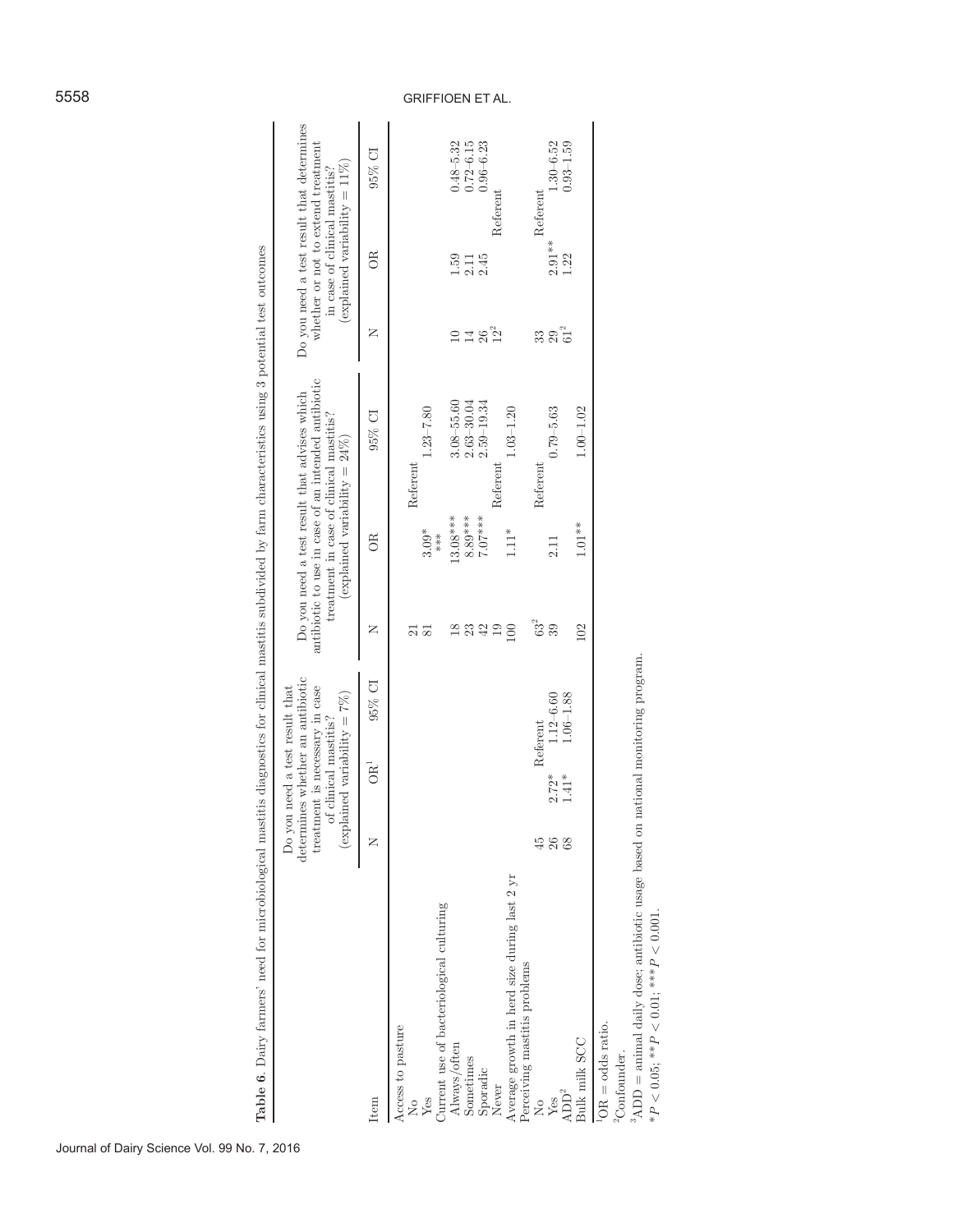**Table 6.** Dairy farmers' need for microbiological mastitis diagnostics for clinical mastitis subdivided by farm characteristics using 3 potential test outcomes

| Item | Do you need a test result that determines whether an antibiotic treatment is necessary in case of clinical mastitis? (explained variability = 7%) | | | Do you need a test result that advises which antibiotic to use in case of an intended antibiotic treatment in case of clinical mastitis? (explained variability = 24%) | | | Do you need a test result that determines whether or not to extend treatment in case of clinical mastitis? (explained variability = 11%) | | |
|---|---|---|---|---|---|---|---|---|---|
| | N | OR[1] | 95% CI | N | OR | 95% CI | N | OR | 95% CI |
| Access to pasture | | | | | | | | | |
| No | | | | 21 | Referent | | | | |
| Yes | | | | 81 | 3.09*** | 1.23–7.80 | | | |
| Current use of bacteriological culturing | | | | | | | | | |
| Always/often | | | | 18 | 13.08*** | 3.08–55.60 | 10 | 1.59 | 0.48–5.32 |
| Sometimes | | | | 23 | 8.89*** | 2.63–30.04 | 14 | 2.11 | 0.72–6.15 |
| Sporadic | | | | 42 | 7.07*** | 2.59–19.34 | 26 | 2.45 | 0.96–6.23 |
| Never | | | | 19 | Referent | | 12[2] | Referent | |
| Average growth in herd size during last 2 yr | | | | 100 | 1.11* | 1.03–1.20 | | | |
| Perceiving mastitis problems | | | | | | | | | |
| No | 45 | Referent | | 63[2] | Referent | | 33 | Referent | |
| Yes | 26 | 2.72* | 1.12–6.60 | 39 | 2.11 | 0.79–5.63 | 29 | 2.91** | 1.30–6.52 |
| ADD[3] | 68 | 1.41* | 1.06–1.88 | | | | 61[2] | 1.22 | 0.93–1.59 |
| Bulk milk SCC | | | | 102 | 1.01** | 1.00–1.02 | | | |

[1]OR = odds ratio.

[2]Confounder.

[3]ADD = animal daily dose; antibiotic usage based on national monitoring program.

*$P < 0.05$; **$P < 0.01$; ***$P < 0.001$.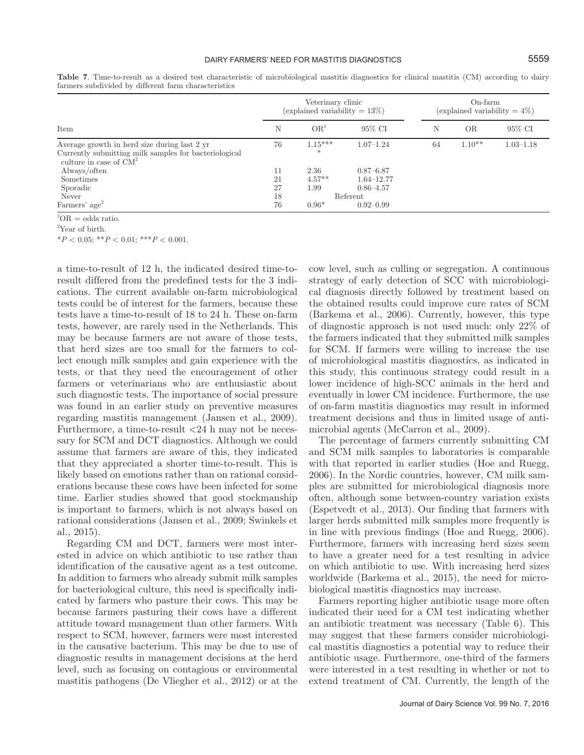**Table 7**. Time-to-result as a desired test characteristic of microbiological mastitis diagnostics for clinical mastitis (CM) according to dairy farmers subdivided by different farm characteristics

| Item | Veterinary clinic (explained variability = 13%) | | | On-farm (explained variability = 4%) | | |
|---|---|---|---|---|---|---|
| | N | OR[1] | 95% CI | N | OR | 95% CI |
| Average growth in herd size during last 2 yr | 76 | 1.15*** | 1.07–1.24 | 64 | 1.10** | 1.03–1.18 |
| Currently submitting milk samples for bacteriological culture in case of CM[2] | | * | | | | |
| Always/often | 11 | 2.36 | 0.87–6.87 | | | |
| Sometimes | 21 | 4.57** | 1.64–12.77 | | | |
| Sporadic | 27 | 1.99 | 0.86–4.57 | | | |
| Never | 18 | Referent | | | | |
| Farmers' age[2] | 76 | 0.96* | 0.92–0.99 | | | |

[1]OR = odds ratio.

[2]Year of birth.

*$P < 0.05$; **$P < 0.01$; ***$P < 0.001$.

a time-to-result of 12 h, the indicated desired time-to-result differed from the predefined tests for the 3 indications. The current available on-farm microbiological tests could be of interest for the farmers, because these tests have a time-to-result of 18 to 24 h. These on-farm tests, however, are rarely used in the Netherlands. This may be because farmers are not aware of those tests, that herd sizes are too small for the farmers to collect enough milk samples and gain experience with the tests, or that they need the encouragement of other farmers or veterinarians who are enthusiastic about such diagnostic tests. The importance of social pressure was found in an earlier study on preventive measures regarding mastitis management (Jansen et al., 2009). Furthermore, a time-to-result <24 h may not be necessary for SCM and DCT diagnostics. Although we could assume that farmers are aware of this, they indicated that they appreciated a shorter time-to-result. This is likely based on emotions rather than on rational considerations because these cows have been infected for some time. Earlier studies showed that good stockmanship is important to farmers, which is not always based on rational considerations (Jansen et al., 2009; Swinkels et al., 2015).

Regarding CM and DCT, farmers were most interested in advice on which antibiotic to use rather than identification of the causative agent as a test outcome. In addition to farmers who already submit milk samples for bacteriological culture, this need is specifically indicated by farmers who pasture their cows. This may be because farmers pasturing their cows have a different attitude toward management than other farmers. With respect to SCM, however, farmers were most interested in the causative bacterium. This may be due to use of diagnostic results in management decisions at the herd level, such as focusing on contagious or environmental mastitis pathogens (De Vliegher et al., 2012) or at the cow level, such as culling or segregation. A continuous strategy of early detection of SCC with microbiological diagnosis directly followed by treatment based on the obtained results could improve cure rates of SCM (Barkema et al., 2006). Currently, however, this type of diagnostic approach is not used much: only 22% of the farmers indicated that they submitted milk samples for SCM. If farmers were willing to increase the use of microbiological mastitis diagnostics, as indicated in this study, this continuous strategy could result in a lower incidence of high-SCC animals in the herd and eventually in lower CM incidence. Furthermore, the use of on-farm mastitis diagnostics may result in informed treatment decisions and thus in limited usage of antimicrobial agents (McCarron et al., 2009).

The percentage of farmers currently submitting CM and SCM milk samples to laboratories is comparable with that reported in earlier studies (Hoe and Ruegg, 2006). In the Nordic countries, however, CM milk samples are submitted for microbiological diagnosis more often, although some between-country variation exists (Espetvedt et al., 2013). Our finding that farmers with larger herds submitted milk samples more frequently is in line with previous findings (Hoe and Ruegg, 2006). Furthermore, farmers with increasing herd sizes seem to have a greater need for a test resulting in advice on which antibiotic to use. With increasing herd sizes worldwide (Barkema et al., 2015), the need for microbiological mastitis diagnostics may increase.

Farmers reporting higher antibiotic usage more often indicated their need for a CM test indicating whether an antibiotic treatment was necessary (Table 6). This may suggest that these farmers consider microbiological mastitis diagnostics a potential way to reduce their antibiotic usage. Furthermore, one-third of the farmers were interested in a test resulting in whether or not to extend treatment of CM. Currently, the length of the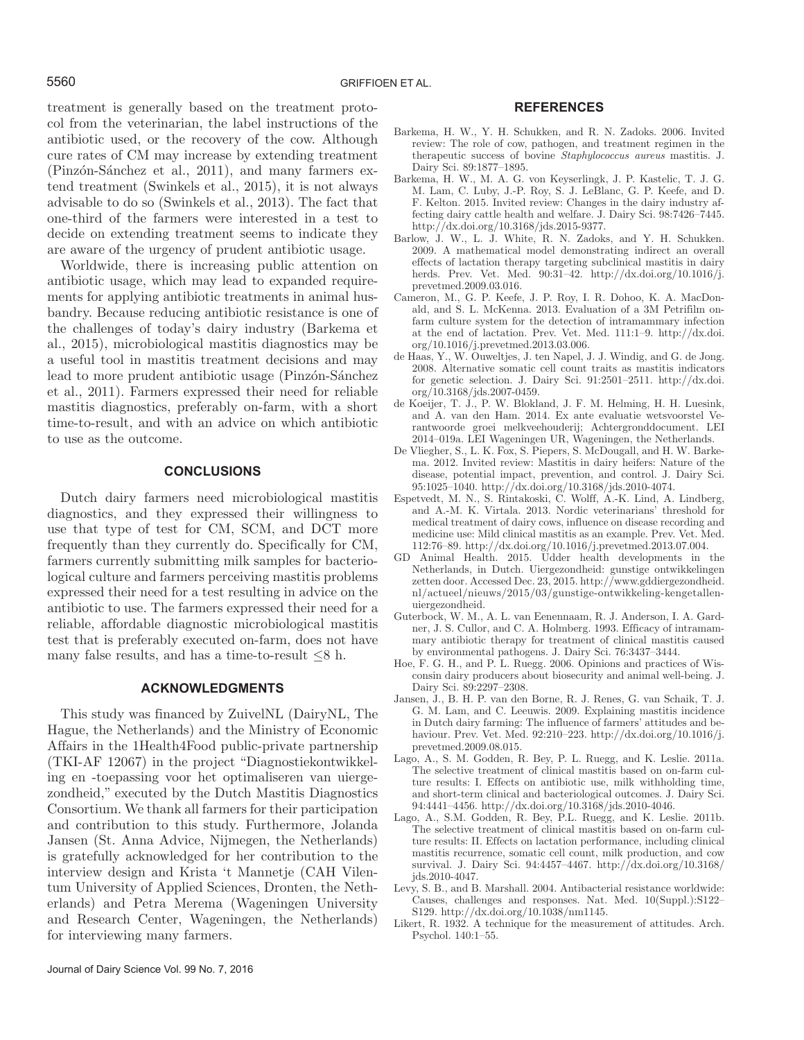treatment is generally based on the treatment protocol from the veterinarian, the label instructions of the antibiotic used, or the recovery of the cow. Although cure rates of CM may increase by extending treatment (Pinzón-Sánchez et al., 2011), and many farmers extend treatment (Swinkels et al., 2015), it is not always advisable to do so (Swinkels et al., 2013). The fact that one-third of the farmers were interested in a test to decide on extending treatment seems to indicate they are aware of the urgency of prudent antibiotic usage.

Worldwide, there is increasing public attention on antibiotic usage, which may lead to expanded requirements for applying antibiotic treatments in animal husbandry. Because reducing antibiotic resistance is one of the challenges of today's dairy industry (Barkema et al., 2015), microbiological mastitis diagnostics may be a useful tool in mastitis treatment decisions and may lead to more prudent antibiotic usage (Pinzón-Sánchez et al., 2011). Farmers expressed their need for reliable mastitis diagnostics, preferably on-farm, with a short time-to-result, and with an advice on which antibiotic to use as the outcome.

## CONCLUSIONS

Dutch dairy farmers need microbiological mastitis diagnostics, and they expressed their willingness to use that type of test for CM, SCM, and DCT more frequently than they currently do. Specifically for CM, farmers currently submitting milk samples for bacteriological culture and farmers perceiving mastitis problems expressed their need for a test resulting in advice on the antibiotic to use. The farmers expressed their need for a reliable, affordable diagnostic microbiological mastitis test that is preferably executed on-farm, does not have many false results, and has a time-to-result $\leq$8 h.

## ACKNOWLEDGMENTS

This study was financed by ZuivelNL (DairyNL, The Hague, the Netherlands) and the Ministry of Economic Affairs in the 1Health4Food public-private partnership (TKI-AF 12067) in the project "Diagnostiekontwikkeling en -toepassing voor het optimaliseren van uiergezondheid," executed by the Dutch Mastitis Diagnostics Consortium. We thank all farmers for their participation and contribution to this study. Furthermore, Jolanda Jansen (St. Anna Advice, Nijmegen, the Netherlands) is gratefully acknowledged for her contribution to the interview design and Krista 't Mannetje (CAH Vilentum University of Applied Sciences, Dronten, the Netherlands) and Petra Merema (Wageningen University and Research Center, Wageningen, the Netherlands) for interviewing many farmers.

## REFERENCES

Barkema, H. W., Y. H. Schukken, and R. N. Zadoks. 2006. Invited review: The role of cow, pathogen, and treatment regimen in the therapeutic success of bovine *Staphylococcus aureus* mastitis. J. Dairy Sci. 89:1877–1895.

Barkema, H. W., M. A. G. von Keyserlingk, J. P. Kastelic, T. J. G. M. Lam, C. Luby, J.-P. Roy, S. J. LeBlanc, G. P. Keefe, and D. F. Kelton. 2015. Invited review: Changes in the dairy industry affecting dairy cattle health and welfare. J. Dairy Sci. 98:7426–7445. http://dx.doi.org/10.3168/jds.2015-9377.

Barlow, J. W., L. J. White, R. N. Zadoks, and Y. H. Schukken. 2009. A mathematical model demonstrating indirect an overall effects of lactation therapy targeting subclinical mastitis in dairy herds. Prev. Vet. Med. 90:31–42. http://dx.doi.org/10.1016/j.prevetmed.2009.03.016.

Cameron, M., G. P. Keefe, J. P. Roy, I. R. Dohoo, K. A. MacDonald, and S. L. McKenna. 2013. Evaluation of a 3M Petrifilm on-farm culture system for the detection of intramammary infection at the end of lactation. Prev. Vet. Med. 111:1–9. http://dx.doi.org/10.1016/j.prevetmed.2013.03.006.

de Haas, Y., W. Ouweltjes, J. ten Napel, J. J. Windig, and G. de Jong. 2008. Alternative somatic cell count traits as mastitis indicators for genetic selection. J. Dairy Sci. 91:2501–2511. http://dx.doi.org/10.3168/jds.2007-0459.

de Koeijer, T. J., P. W. Blokland, J. F. M. Helming, H. H. Luesink, and A. van den Ham. 2014. Ex ante evaluatie wetsvoorstel Verantwoorde groei melkveehouderij; Achtergronddocument. LEI 2014–019a. LEI Wageningen UR, Wageningen, the Netherlands.

De Vliegher, S., L. K. Fox, S. Piepers, S. McDougall, and H. W. Barkema. 2012. Invited review: Mastitis in dairy heifers: Nature of the disease, potential impact, prevention, and control. J. Dairy Sci. 95:1025–1040. http://dx.doi.org/10.3168/jds.2010-4074.

Espetvedt, M. N., S. Rintakoski, C. Wolff, A.-K. Lind, A. Lindberg, and A.-M. K. Virtala. 2013. Nordic veterinarians' threshold for medical treatment of dairy cows, influence on disease recording and medicine use: Mild clinical mastitis as an example. Prev. Vet. Med. 112:76–89. http://dx.doi.org/10.1016/j.prevetmed.2013.07.004.

GD Animal Health. 2015. Udder health developments in the Netherlands, in Dutch. Uiergezondheid: gunstige ontwikkelingen zetten door. Accessed Dec. 23, 2015. http://www.gddiergezondheid.nl/actueel/nieuws/2015/03/gunstige-ontwikkeling-kengetallen-uiergezondheid.

Guterbock, W. M., A. L. van Eenennaam, R. J. Anderson, I. A. Gardner, J. S. Cullor, and C. A. Holmberg. 1993. Efficacy of intramammary antibiotic therapy for treatment of clinical mastitis caused by environmental pathogens. J. Dairy Sci. 76:3437–3444.

Hoe, F. G. H., and P. L. Ruegg. 2006. Opinions and practices of Wisconsin dairy producers about biosecurity and animal well-being. J. Dairy Sci. 89:2297–2308.

Jansen, J., B. H. P. van den Borne, R. J. Renes, G. van Schaik, T. J. G. M. Lam, and C. Leeuwis. 2009. Explaining mastitis incidence in Dutch dairy farming: The influence of farmers' attitudes and behaviour. Prev. Vet. Med. 92:210–223. http://dx.doi.org/10.1016/j.prevetmed.2009.08.015.

Lago, A., S. M. Godden, R. Bey, P. L. Ruegg, and K. Leslie. 2011a. The selective treatment of clinical mastitis based on on-farm culture results: I. Effects on antibiotic use, milk withholding time, and short-term clinical and bacteriological outcomes. J. Dairy Sci. 94:4441–4456. http://dx.doi.org/10.3168/jds.2010-4046.

Lago, A., S.M. Godden, R. Bey, P.L. Ruegg, and K. Leslie. 2011b. The selective treatment of clinical mastitis based on on-farm culture results: II. Effects on lactation performance, including clinical mastitis recurrence, somatic cell count, milk production, and cow survival. J. Dairy Sci. 94:4457–4467. http://dx.doi.org/10.3168/jds.2010-4047.

Levy, S. B., and B. Marshall. 2004. Antibacterial resistance worldwide: Causes, challenges and responses. Nat. Med. 10(Suppl.):S122–S129. http://dx.doi.org/10.1038/nm1145.

Likert, R. 1932. A technique for the measurement of attitudes. Arch. Psychol. 140:1–55.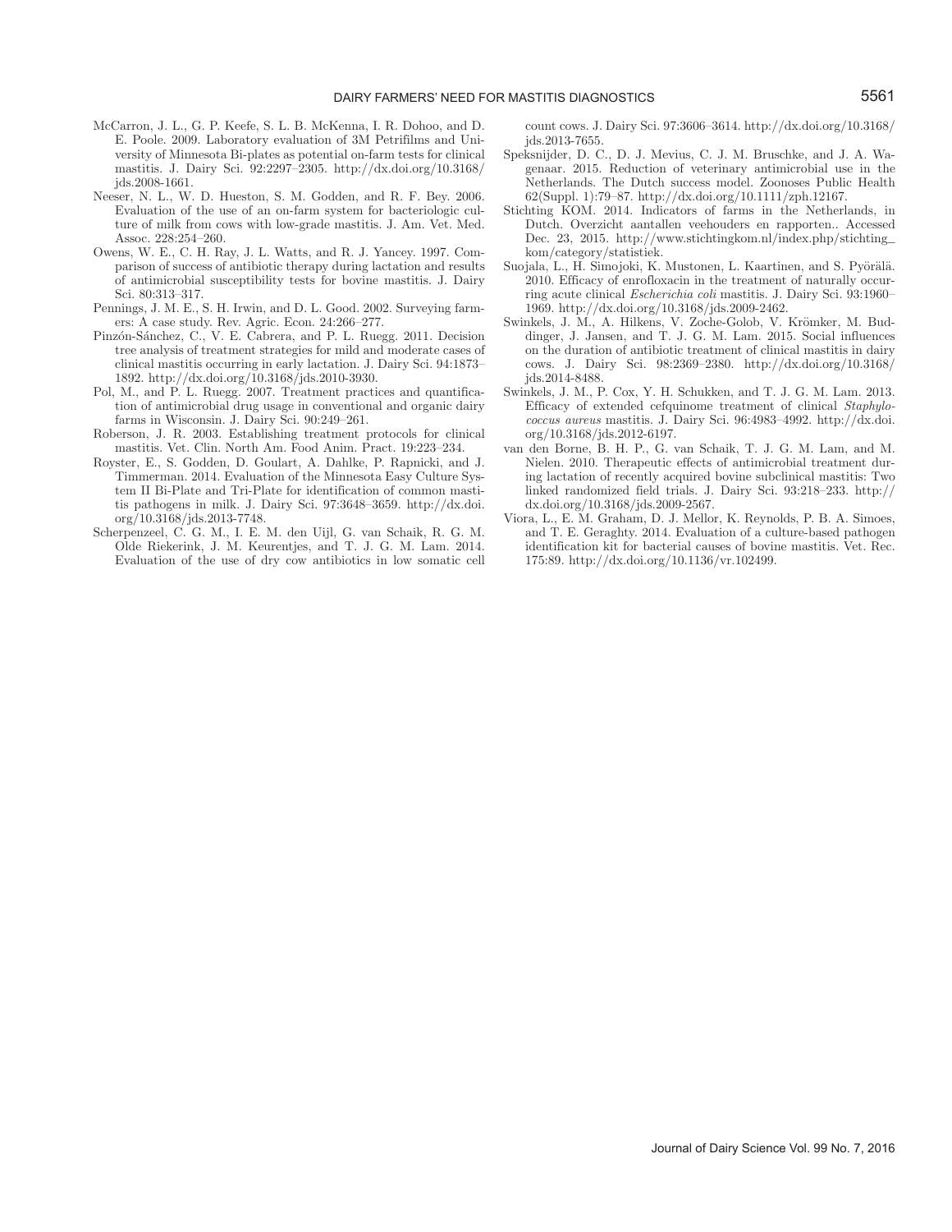McCarron, J. L., G. P. Keefe, S. L. B. McKenna, I. R. Dohoo, and D. E. Poole. 2009. Laboratory evaluation of 3M Petrifilms and University of Minnesota Bi-plates as potential on-farm tests for clinical mastitis. J. Dairy Sci. 92:2297–2305. http://dx.doi.org/10.3168/jds.2008-1661.

Neeser, N. L., W. D. Hueston, S. M. Godden, and R. F. Bey. 2006. Evaluation of the use of an on-farm system for bacteriologic culture of milk from cows with low-grade mastitis. J. Am. Vet. Med. Assoc. 228:254–260.

Owens, W. E., C. H. Ray, J. L. Watts, and R. J. Yancey. 1997. Comparison of success of antibiotic therapy during lactation and results of antimicrobial susceptibility tests for bovine mastitis. J. Dairy Sci. 80:313–317.

Pennings, J. M. E., S. H. Irwin, and D. L. Good. 2002. Surveying farmers: A case study. Rev. Agric. Econ. 24:266–277.

Pinzón-Sánchez, C., V. E. Cabrera, and P. L. Ruegg. 2011. Decision tree analysis of treatment strategies for mild and moderate cases of clinical mastitis occurring in early lactation. J. Dairy Sci. 94:1873–1892. http://dx.doi.org/10.3168/jds.2010-3930.

Pol, M., and P. L. Ruegg. 2007. Treatment practices and quantification of antimicrobial drug usage in conventional and organic dairy farms in Wisconsin. J. Dairy Sci. 90:249–261.

Roberson, J. R. 2003. Establishing treatment protocols for clinical mastitis. Vet. Clin. North Am. Food Anim. Pract. 19:223–234.

Royster, E., S. Godden, D. Goulart, A. Dahlke, P. Rapnicki, and J. Timmerman. 2014. Evaluation of the Minnesota Easy Culture System II Bi-Plate and Tri-Plate for identification of common mastitis pathogens in milk. J. Dairy Sci. 97:3648–3659. http://dx.doi.org/10.3168/jds.2013-7748.

Scherpenzeel, C. G. M., I. E. M. den Uijl, G. van Schaik, R. G. M. Olde Riekerink, J. M. Keurentjes, and T. J. G. M. Lam. 2014. Evaluation of the use of dry cow antibiotics in low somatic cell count cows. J. Dairy Sci. 97:3606–3614. http://dx.doi.org/10.3168/jds.2013-7655.

Speksnijder, D. C., D. J. Mevius, C. J. M. Bruschke, and J. A. Wagenaar. 2015. Reduction of veterinary antimicrobial use in the Netherlands. The Dutch success model. Zoonoses Public Health 62(Suppl. 1):79–87. http://dx.doi.org/10.1111/zph.12167.

Stichting KOM. 2014. Indicators of farms in the Netherlands, in Dutch. Overzicht aantallen veehouders en rapporten.. Accessed Dec. 23, 2015. http://www.stichtingkom.nl/index.php/stichting_kom/category/statistiek.

Suojala, L., H. Simojoki, K. Mustonen, L. Kaartinen, and S. Pyörälä. 2010. Efficacy of enrofloxacin in the treatment of naturally occurring acute clinical *Escherichia coli* mastitis. J. Dairy Sci. 93:1960–1969. http://dx.doi.org/10.3168/jds.2009-2462.

Swinkels, J. M., A. Hilkens, V. Zoche-Golob, V. Krömker, M. Buddinger, J. Jansen, and T. J. G. M. Lam. 2015. Social influences on the duration of antibiotic treatment of clinical mastitis in dairy cows. J. Dairy Sci. 98:2369–2380. http://dx.doi.org/10.3168/jds.2014-8488.

Swinkels, J. M., P. Cox, Y. H. Schukken, and T. J. G. M. Lam. 2013. Efficacy of extended cefquinome treatment of clinical *Staphylococcus aureus* mastitis. J. Dairy Sci. 96:4983–4992. http://dx.doi.org/10.3168/jds.2012-6197.

van den Borne, B. H. P., G. van Schaik, T. J. G. M. Lam, and M. Nielen. 2010. Therapeutic effects of antimicrobial treatment during lactation of recently acquired bovine subclinical mastitis: Two linked randomized field trials. J. Dairy Sci. 93:218–233. http://dx.doi.org/10.3168/jds.2009-2567.

Viora, L., E. M. Graham, D. J. Mellor, K. Reynolds, P. B. A. Simoes, and T. E. Geraghty. 2014. Evaluation of a culture-based pathogen identification kit for bacterial causes of bovine mastitis. Vet. Rec. 175:89. http://dx.doi.org/10.1136/vr.102499.